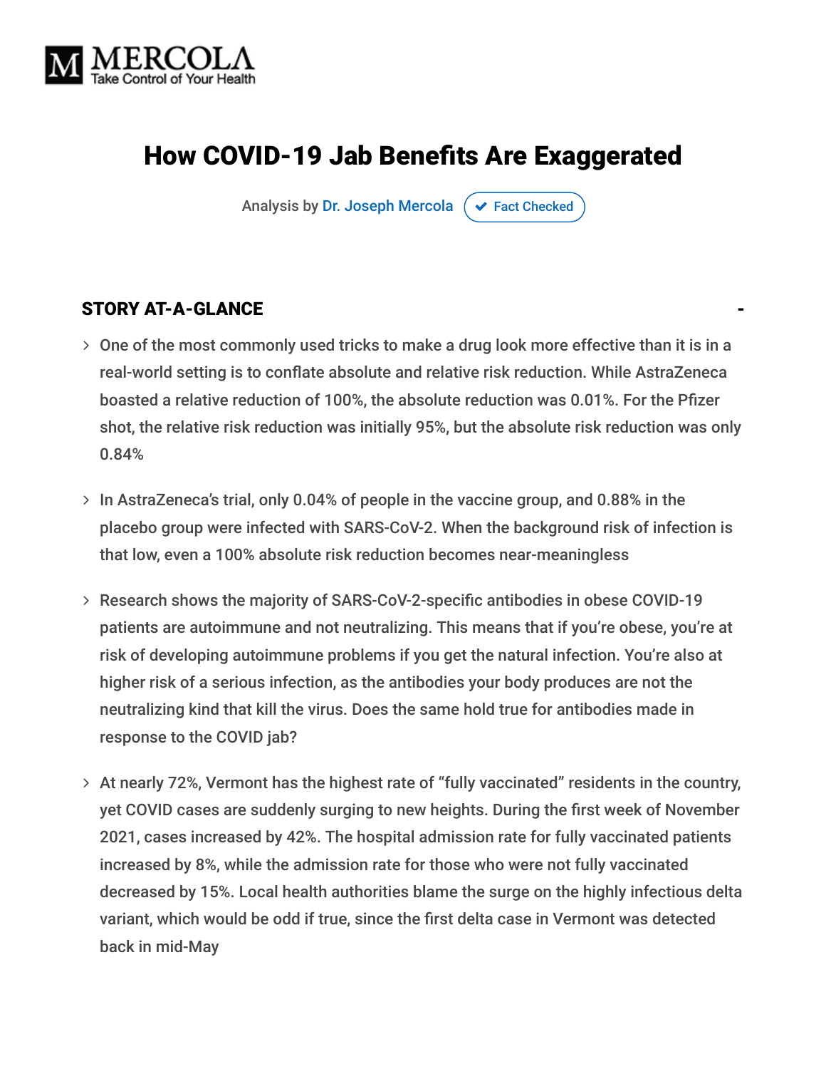# How COVID-19 Jab Benefits Are Exaggerated

Analysis by Dr. Joseph Mercola ✔ Fact Checked

## STORY AT-A-GLANCE

- One of the most commonly used tricks to make a drug look more effective than it is in a real-world setting is to conflate absolute and relative risk reduction. While AstraZeneca boasted a relative reduction of 100%, the absolute reduction was 0.01%. For the Pfizer shot, the relative risk reduction was initially 95%, but the absolute risk reduction was only 0.84%
- In AstraZeneca's trial, only 0.04% of people in the vaccine group, and 0.88% in the placebo group were infected with SARS-CoV-2. When the background risk of infection is that low, even a 100% absolute risk reduction becomes near-meaningless
- Research shows the majority of SARS-CoV-2-specific antibodies in obese COVID-19 patients are autoimmune and not neutralizing. This means that if you're obese, you're at risk of developing autoimmune problems if you get the natural infection. You're also at higher risk of a serious infection, as the antibodies your body produces are not the neutralizing kind that kill the virus. Does the same hold true for antibodies made in response to the COVID jab?
- At nearly 72%, Vermont has the highest rate of "fully vaccinated" residents in the country, yet COVID cases are suddenly surging to new heights. During the first week of November 2021, cases increased by 42%. The hospital admission rate for fully vaccinated patients increased by 8%, while the admission rate for those who were not fully vaccinated decreased by 15%. Local health authorities blame the surge on the highly infectious delta variant, which would be odd if true, since the first delta case in Vermont was detected back in mid-May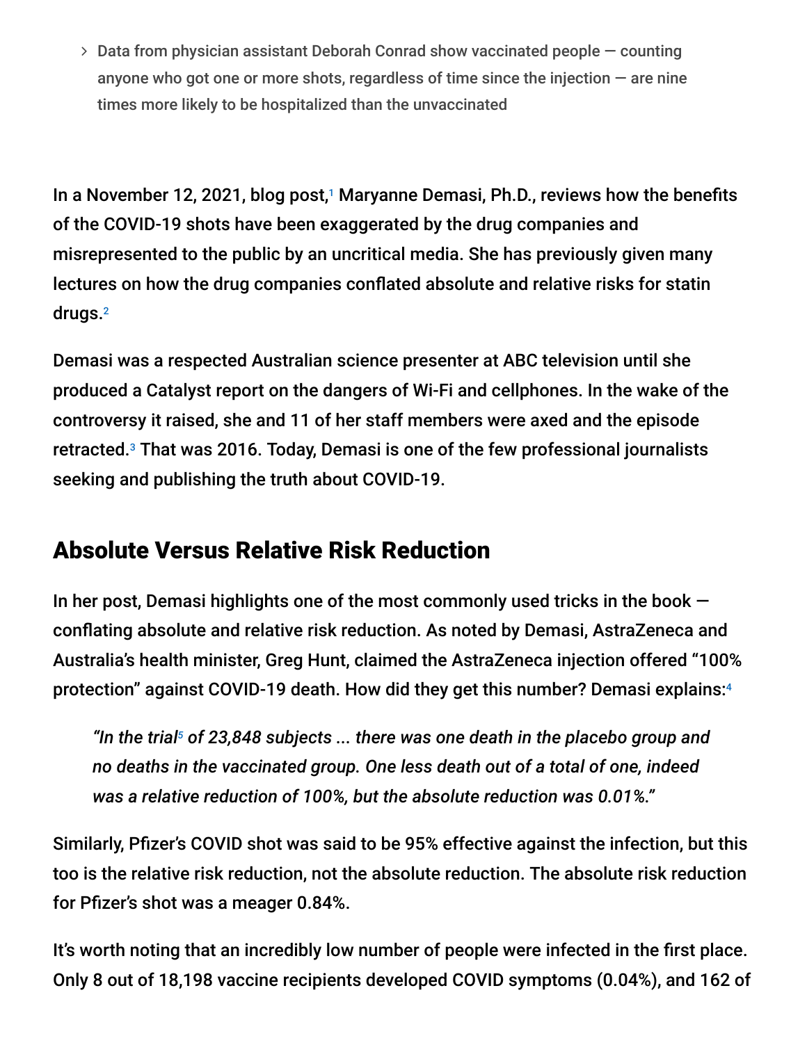- Data from physician assistant Deborah Conrad show vaccinated people — counting anyone who got one or more shots, regardless of time since the injection — are nine times more likely to be hospitalized than the unvaccinated

In a November 12, 2021, blog post,[1] Maryanne Demasi, Ph.D., reviews how the benefits of the COVID-19 shots have been exaggerated by the drug companies and misrepresented to the public by an uncritical media. She has previously given many lectures on how the drug companies conflated absolute and relative risks for statin drugs.[2]

Demasi was a respected Australian science presenter at ABC television until she produced a Catalyst report on the dangers of Wi-Fi and cellphones. In the wake of the controversy it raised, she and 11 of her staff members were axed and the episode retracted.[3] That was 2016. Today, Demasi is one of the few professional journalists seeking and publishing the truth about COVID-19.

## Absolute Versus Relative Risk Reduction

In her post, Demasi highlights one of the most commonly used tricks in the book — conflating absolute and relative risk reduction. As noted by Demasi, AstraZeneca and Australia's health minister, Greg Hunt, claimed the AstraZeneca injection offered "100% protection" against COVID-19 death. How did they get this number? Demasi explains:[4]

> *"In the trial[5] of 23,848 subjects ... there was one death in the placebo group and no deaths in the vaccinated group. One less death out of a total of one, indeed was a relative reduction of 100%, but the absolute reduction was 0.01%."*

Similarly, Pfizer's COVID shot was said to be 95% effective against the infection, but this too is the relative risk reduction, not the absolute reduction. The absolute risk reduction for Pfizer's shot was a meager 0.84%.

It's worth noting that an incredibly low number of people were infected in the first place. Only 8 out of 18,198 vaccine recipients developed COVID symptoms (0.04%), and 162 of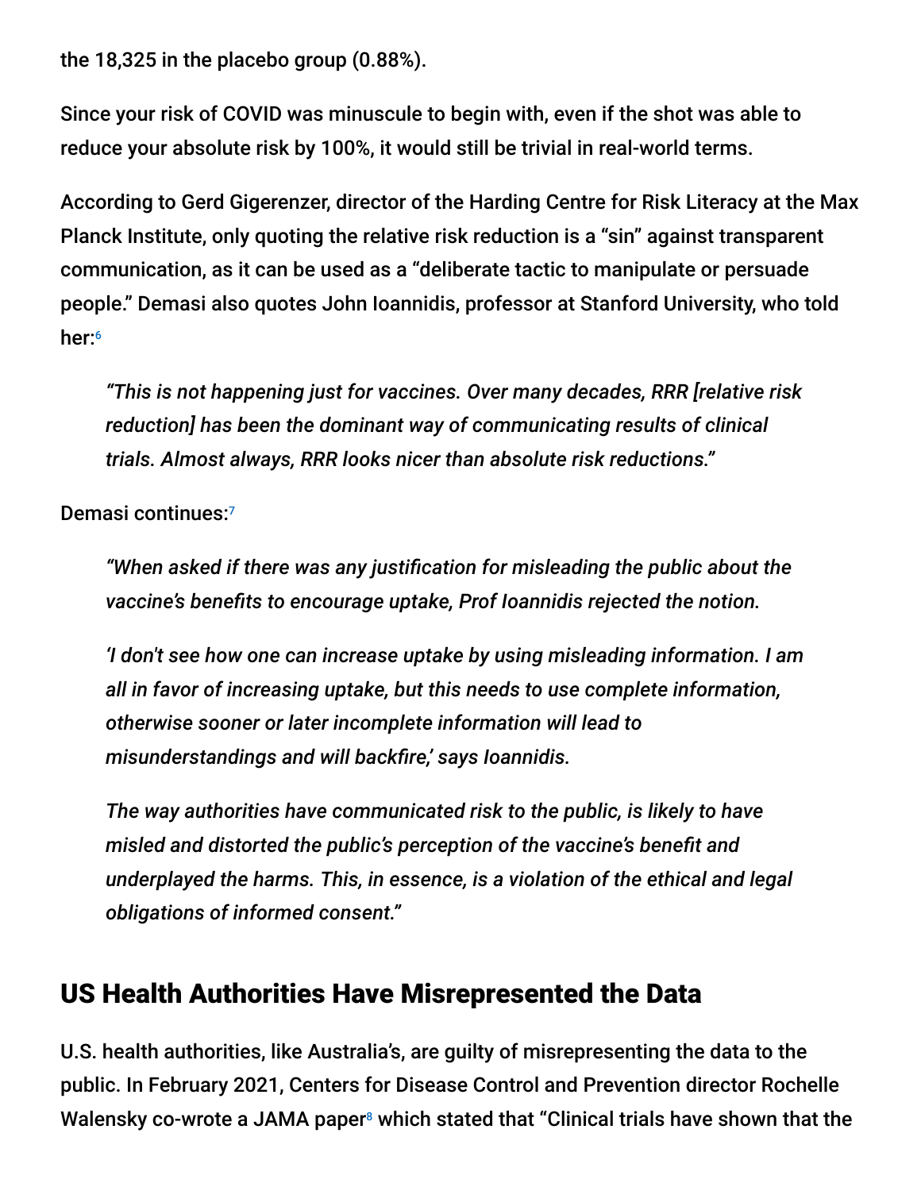the 18,325 in the placebo group (0.88%).

Since your risk of COVID was minuscule to begin with, even if the shot was able to reduce your absolute risk by 100%, it would still be trivial in real-world terms.

According to Gerd Gigerenzer, director of the Harding Centre for Risk Literacy at the Max Planck Institute, only quoting the relative risk reduction is a "sin" against transparent communication, as it can be used as a "deliberate tactic to manipulate or persuade people." Demasi also quotes John Ioannidis, professor at Stanford University, who told her:[6]

> *"This is not happening just for vaccines. Over many decades, RRR [relative risk reduction] has been the dominant way of communicating results of clinical trials. Almost always, RRR looks nicer than absolute risk reductions."*

Demasi continues:[7]

> *"When asked if there was any justification for misleading the public about the vaccine's benefits to encourage uptake, Prof Ioannidis rejected the notion.*
>
> *'I don't see how one can increase uptake by using misleading information. I am all in favor of increasing uptake, but this needs to use complete information, otherwise sooner or later incomplete information will lead to misunderstandings and will backfire,' says Ioannidis.*
>
> *The way authorities have communicated risk to the public, is likely to have misled and distorted the public's perception of the vaccine's benefit and underplayed the harms. This, in essence, is a violation of the ethical and legal obligations of informed consent."*

## US Health Authorities Have Misrepresented the Data

U.S. health authorities, like Australia's, are guilty of misrepresenting the data to the public. In February 2021, Centers for Disease Control and Prevention director Rochelle Walensky co-wrote a JAMA paper[8] which stated that "Clinical trials have shown that the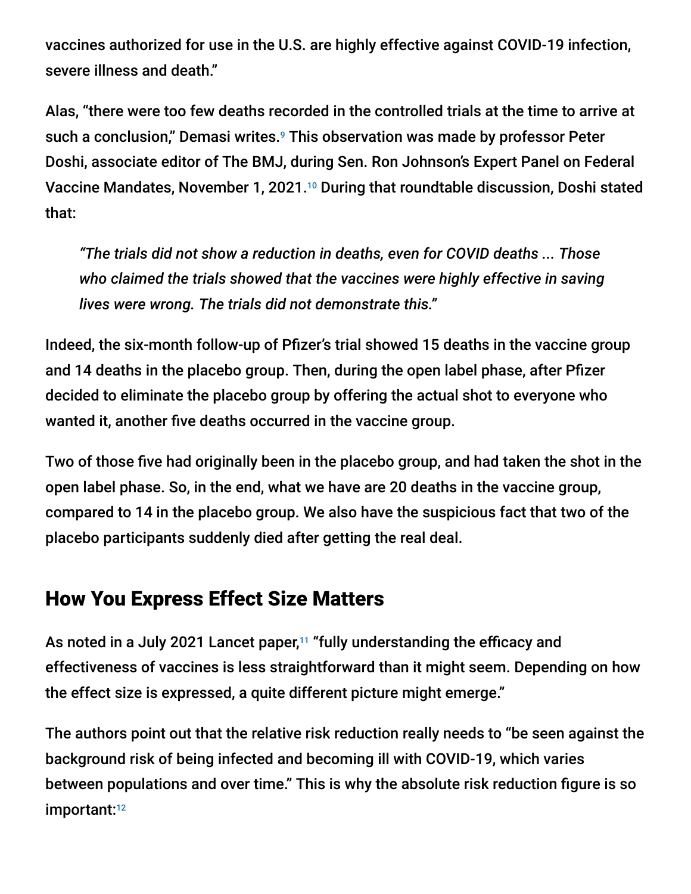vaccines authorized for use in the U.S. are highly effective against COVID-19 infection, severe illness and death."

Alas, "there were too few deaths recorded in the controlled trials at the time to arrive at such a conclusion," Demasi writes.[9] This observation was made by professor Peter Doshi, associate editor of The BMJ, during Sen. Ron Johnson's Expert Panel on Federal Vaccine Mandates, November 1, 2021.[10] During that roundtable discussion, Doshi stated that:

> *"The trials did not show a reduction in deaths, even for COVID deaths ... Those who claimed the trials showed that the vaccines were highly effective in saving lives were wrong. The trials did not demonstrate this."*

Indeed, the six-month follow-up of Pfizer's trial showed 15 deaths in the vaccine group and 14 deaths in the placebo group. Then, during the open label phase, after Pfizer decided to eliminate the placebo group by offering the actual shot to everyone who wanted it, another five deaths occurred in the vaccine group.

Two of those five had originally been in the placebo group, and had taken the shot in the open label phase. So, in the end, what we have are 20 deaths in the vaccine group, compared to 14 in the placebo group. We also have the suspicious fact that two of the placebo participants suddenly died after getting the real deal.

## How You Express Effect Size Matters

As noted in a July 2021 Lancet paper,[11] "fully understanding the efficacy and effectiveness of vaccines is less straightforward than it might seem. Depending on how the effect size is expressed, a quite different picture might emerge."

The authors point out that the relative risk reduction really needs to "be seen against the background risk of being infected and becoming ill with COVID-19, which varies between populations and over time." This is why the absolute risk reduction figure is so important:[12]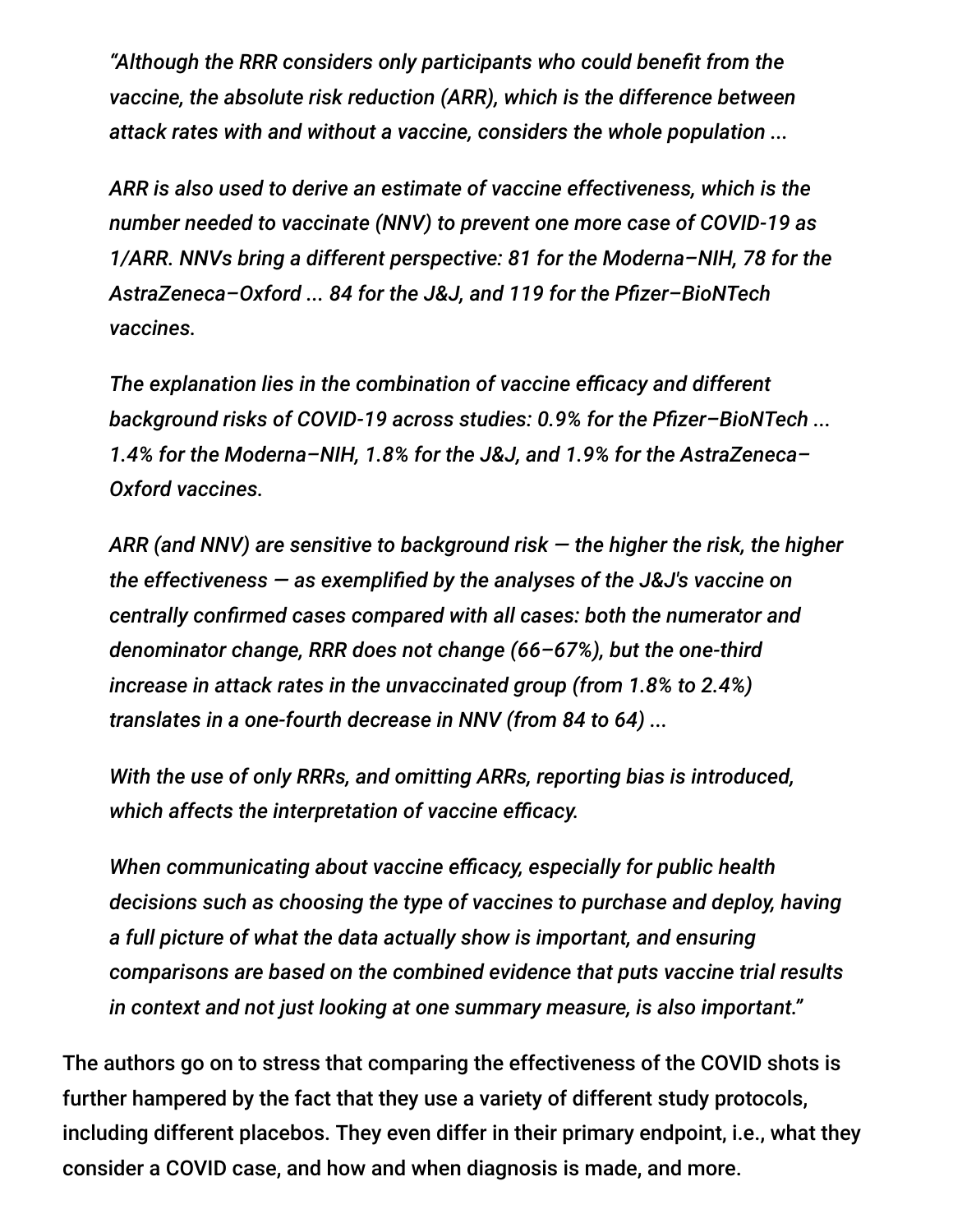*"Although the RRR considers only participants who could benefit from the vaccine, the absolute risk reduction (ARR), which is the difference between attack rates with and without a vaccine, considers the whole population ...*

*ARR is also used to derive an estimate of vaccine effectiveness, which is the number needed to vaccinate (NNV) to prevent one more case of COVID-19 as 1/ARR. NNVs bring a different perspective: 81 for the Moderna–NIH, 78 for the AstraZeneca–Oxford ... 84 for the J&J, and 119 for the Pfizer–BioNTech vaccines.*

*The explanation lies in the combination of vaccine efficacy and different background risks of COVID-19 across studies: 0.9% for the Pfizer–BioNTech ... 1.4% for the Moderna–NIH, 1.8% for the J&J, and 1.9% for the AstraZeneca–Oxford vaccines.*

*ARR (and NNV) are sensitive to background risk — the higher the risk, the higher the effectiveness — as exemplified by the analyses of the J&J's vaccine on centrally confirmed cases compared with all cases: both the numerator and denominator change, RRR does not change (66–67%), but the one-third increase in attack rates in the unvaccinated group (from 1.8% to 2.4%) translates in a one-fourth decrease in NNV (from 84 to 64) ...*

*With the use of only RRRs, and omitting ARRs, reporting bias is introduced, which affects the interpretation of vaccine efficacy.*

*When communicating about vaccine efficacy, especially for public health decisions such as choosing the type of vaccines to purchase and deploy, having a full picture of what the data actually show is important, and ensuring comparisons are based on the combined evidence that puts vaccine trial results in context and not just looking at one summary measure, is also important."*

The authors go on to stress that comparing the effectiveness of the COVID shots is further hampered by the fact that they use a variety of different study protocols, including different placebos. They even differ in their primary endpoint, i.e., what they consider a COVID case, and how and when diagnosis is made, and more.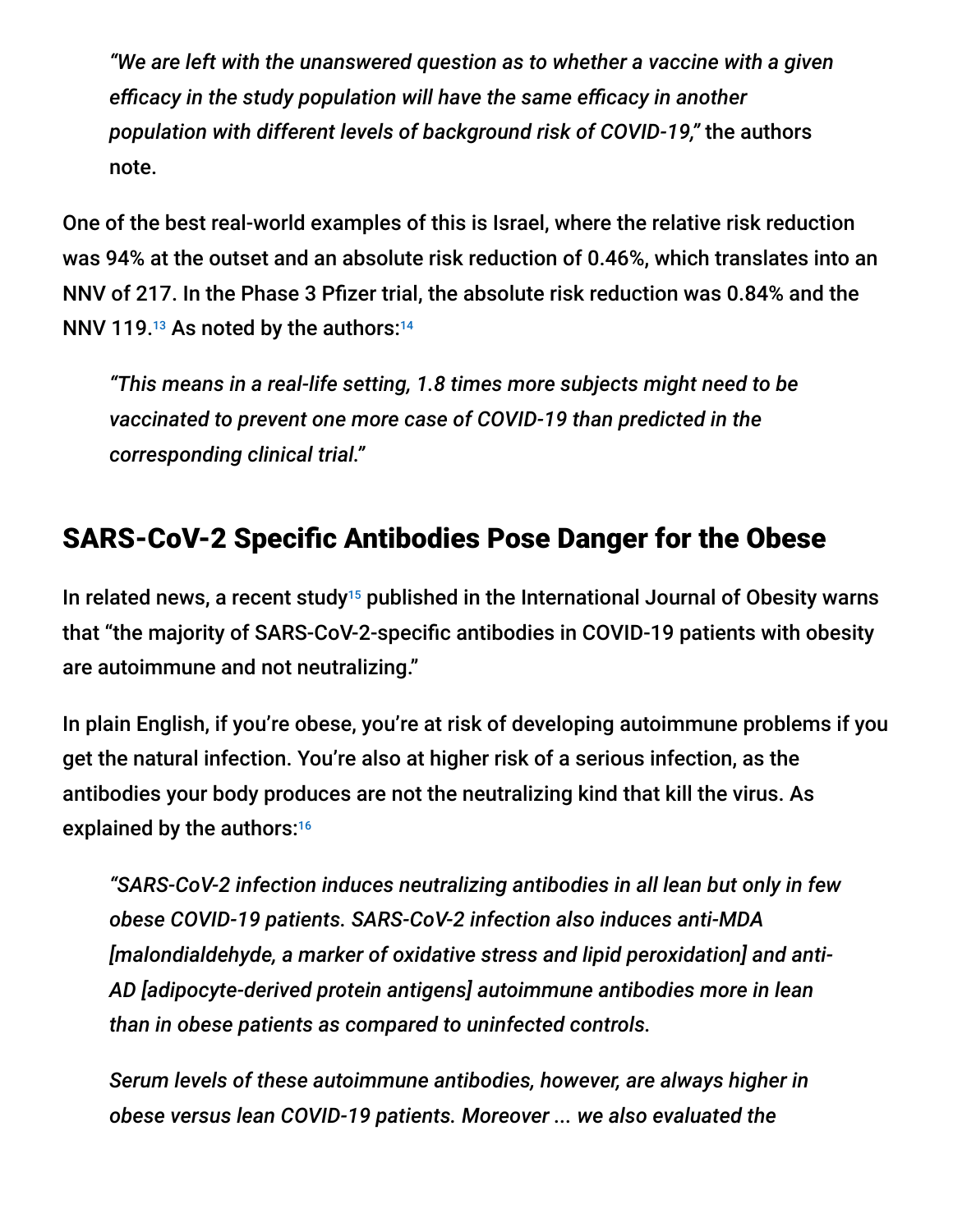> *"We are left with the unanswered question as to whether a vaccine with a given efficacy in the study population will have the same efficacy in another population with different levels of background risk of COVID-19,"* the authors note.

One of the best real-world examples of this is Israel, where the relative risk reduction was 94% at the outset and an absolute risk reduction of 0.46%, which translates into an NNV of 217. In the Phase 3 Pfizer trial, the absolute risk reduction was 0.84% and the NNV 119.[13] As noted by the authors:[14]

> *"This means in a real-life setting, 1.8 times more subjects might need to be vaccinated to prevent one more case of COVID-19 than predicted in the corresponding clinical trial."*

## SARS-CoV-2 Specific Antibodies Pose Danger for the Obese

In related news, a recent study[15] published in the International Journal of Obesity warns that "the majority of SARS-CoV-2-specific antibodies in COVID-19 patients with obesity are autoimmune and not neutralizing."

In plain English, if you're obese, you're at risk of developing autoimmune problems if you get the natural infection. You're also at higher risk of a serious infection, as the antibodies your body produces are not the neutralizing kind that kill the virus. As explained by the authors:[16]

> *"SARS-CoV-2 infection induces neutralizing antibodies in all lean but only in few obese COVID-19 patients. SARS-CoV-2 infection also induces anti-MDA [malondialdehyde, a marker of oxidative stress and lipid peroxidation] and anti-AD [adipocyte-derived protein antigens] autoimmune antibodies more in lean than in obese patients as compared to uninfected controls.*
>
> *Serum levels of these autoimmune antibodies, however, are always higher in obese versus lean COVID-19 patients. Moreover ... we also evaluated the*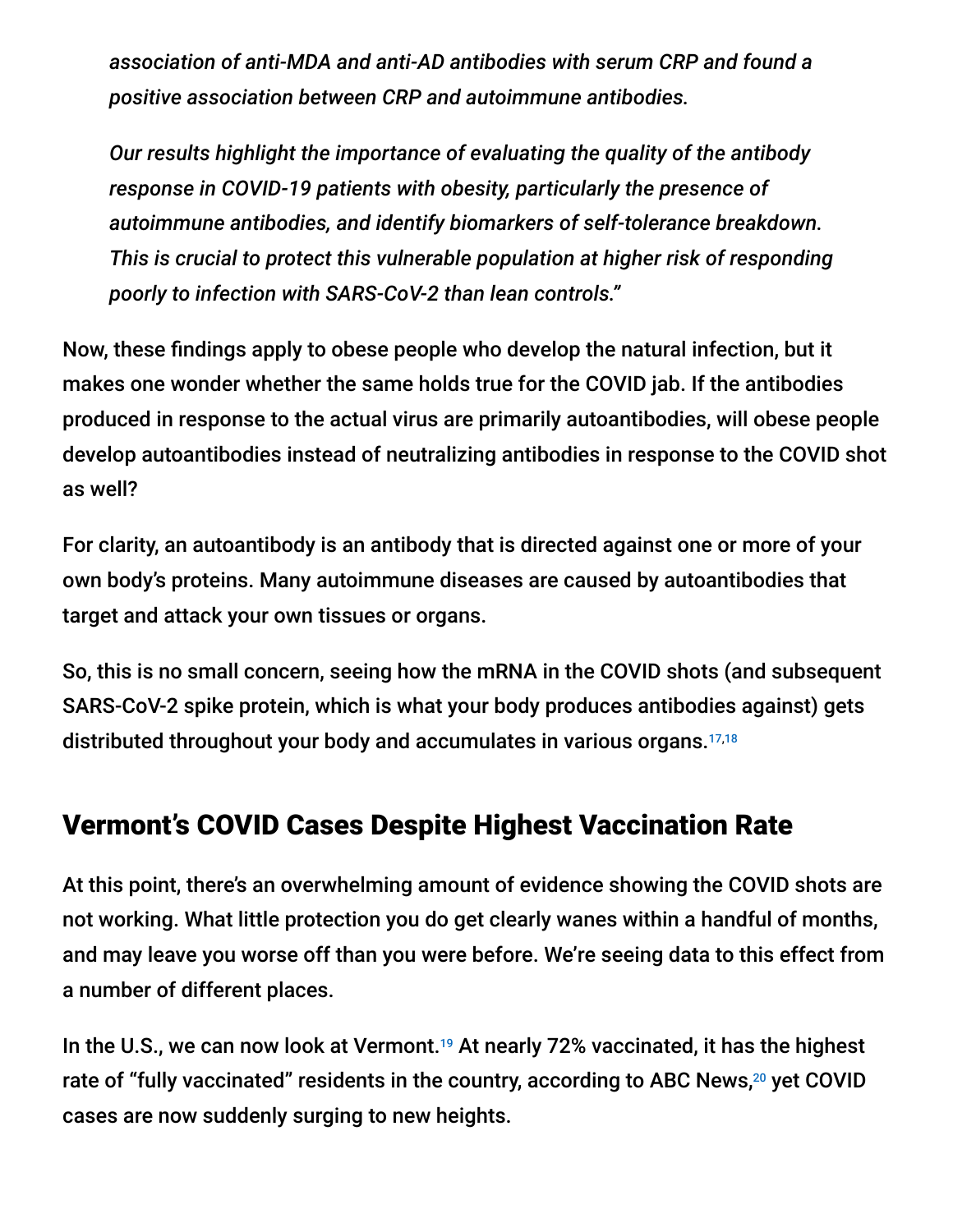> *association of anti-MDA and anti-AD antibodies with serum CRP and found a positive association between CRP and autoimmune antibodies.*
>
> *Our results highlight the importance of evaluating the quality of the antibody response in COVID-19 patients with obesity, particularly the presence of autoimmune antibodies, and identify biomarkers of self-tolerance breakdown. This is crucial to protect this vulnerable population at higher risk of responding poorly to infection with SARS-CoV-2 than lean controls."*

Now, these findings apply to obese people who develop the natural infection, but it makes one wonder whether the same holds true for the COVID jab. If the antibodies produced in response to the actual virus are primarily autoantibodies, will obese people develop autoantibodies instead of neutralizing antibodies in response to the COVID shot as well?

For clarity, an autoantibody is an antibody that is directed against one or more of your own body's proteins. Many autoimmune diseases are caused by autoantibodies that target and attack your own tissues or organs.

So, this is no small concern, seeing how the mRNA in the COVID shots (and subsequent SARS-CoV-2 spike protein, which is what your body produces antibodies against) gets distributed throughout your body and accumulates in various organs.[17,18]

## Vermont's COVID Cases Despite Highest Vaccination Rate

At this point, there's an overwhelming amount of evidence showing the COVID shots are not working. What little protection you do get clearly wanes within a handful of months, and may leave you worse off than you were before. We're seeing data to this effect from a number of different places.

In the U.S., we can now look at Vermont.[19] At nearly 72% vaccinated, it has the highest rate of "fully vaccinated" residents in the country, according to ABC News,[20] yet COVID cases are now suddenly surging to new heights.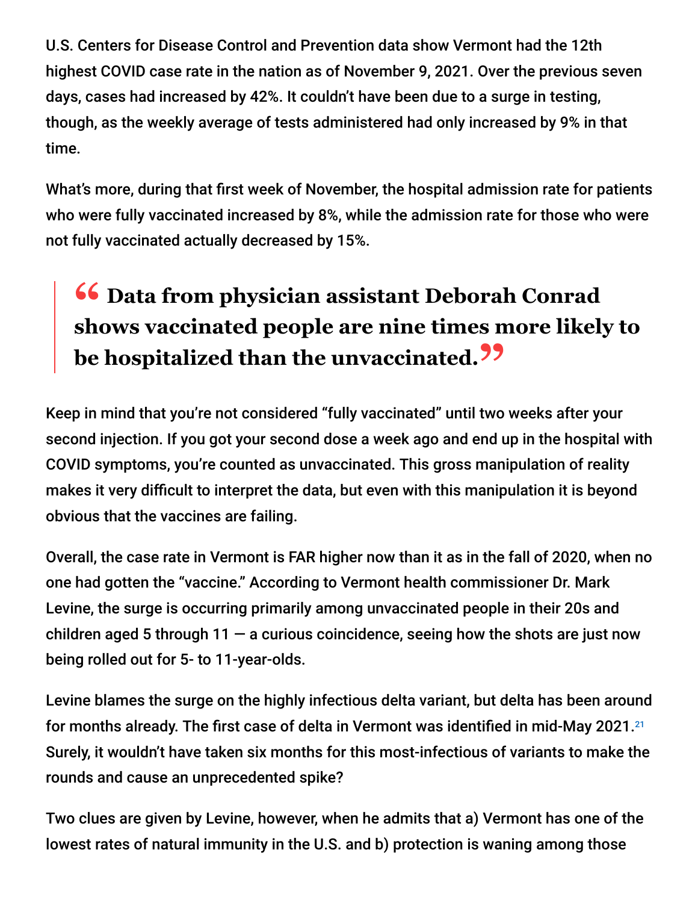U.S. Centers for Disease Control and Prevention data show Vermont had the 12th highest COVID case rate in the nation as of November 9, 2021. Over the previous seven days, cases had increased by 42%. It couldn't have been due to a surge in testing, though, as the weekly average of tests administered had only increased by 9% in that time.

What's more, during that first week of November, the hospital admission rate for patients who were fully vaccinated increased by 8%, while the admission rate for those who were not fully vaccinated actually decreased by 15%.

> **"Data from physician assistant Deborah Conrad shows vaccinated people are nine times more likely to be hospitalized than the unvaccinated."**

Keep in mind that you're not considered "fully vaccinated" until two weeks after your second injection. If you got your second dose a week ago and end up in the hospital with COVID symptoms, you're counted as unvaccinated. This gross manipulation of reality makes it very difficult to interpret the data, but even with this manipulation it is beyond obvious that the vaccines are failing.

Overall, the case rate in Vermont is FAR higher now than it as in the fall of 2020, when no one had gotten the "vaccine." According to Vermont health commissioner Dr. Mark Levine, the surge is occurring primarily among unvaccinated people in their 20s and children aged 5 through 11 — a curious coincidence, seeing how the shots are just now being rolled out for 5- to 11-year-olds.

Levine blames the surge on the highly infectious delta variant, but delta has been around for months already. The first case of delta in Vermont was identified in mid-May 2021.[21] Surely, it wouldn't have taken six months for this most-infectious of variants to make the rounds and cause an unprecedented spike?

Two clues are given by Levine, however, when he admits that a) Vermont has one of the lowest rates of natural immunity in the U.S. and b) protection is waning among those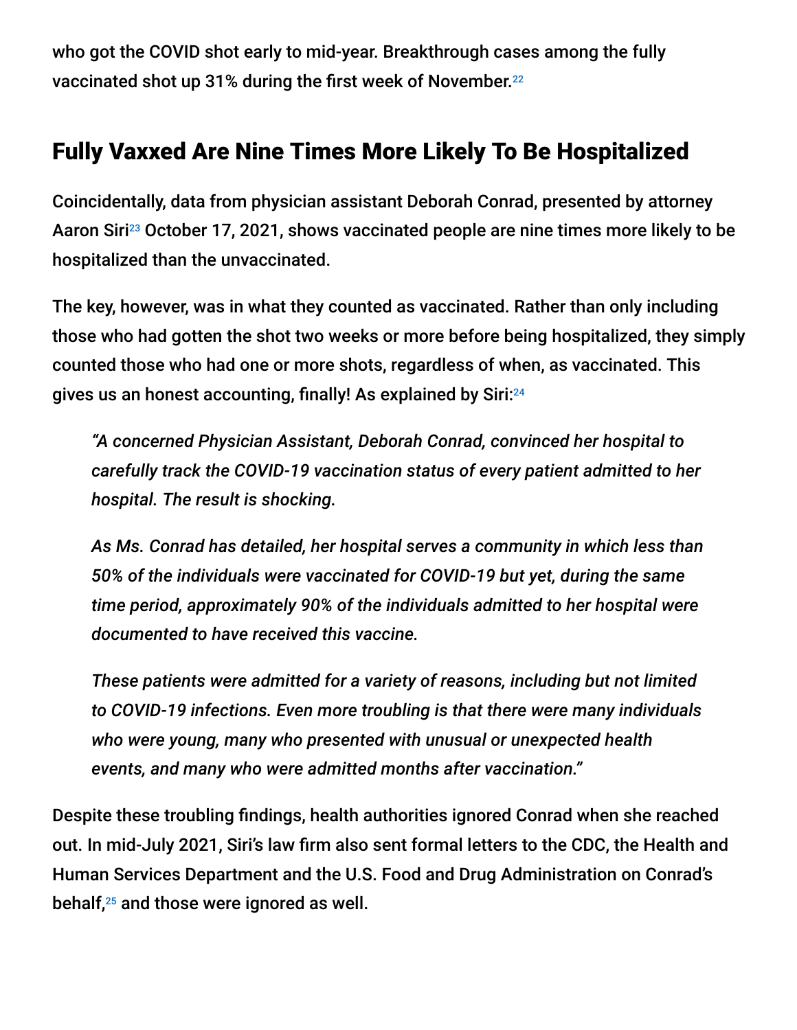who got the COVID shot early to mid-year. Breakthrough cases among the fully vaccinated shot up 31% during the first week of November.[22]

## Fully Vaxxed Are Nine Times More Likely To Be Hospitalized

Coincidentally, data from physician assistant Deborah Conrad, presented by attorney Aaron Siri[23] October 17, 2021, shows vaccinated people are nine times more likely to be hospitalized than the unvaccinated.

The key, however, was in what they counted as vaccinated. Rather than only including those who had gotten the shot two weeks or more before being hospitalized, they simply counted those who had one or more shots, regardless of when, as vaccinated. This gives us an honest accounting, finally! As explained by Siri:[24]

> *"A concerned Physician Assistant, Deborah Conrad, convinced her hospital to carefully track the COVID-19 vaccination status of every patient admitted to her hospital. The result is shocking.*
>
> *As Ms. Conrad has detailed, her hospital serves a community in which less than 50% of the individuals were vaccinated for COVID-19 but yet, during the same time period, approximately 90% of the individuals admitted to her hospital were documented to have received this vaccine.*
>
> *These patients were admitted for a variety of reasons, including but not limited to COVID-19 infections. Even more troubling is that there were many individuals who were young, many who presented with unusual or unexpected health events, and many who were admitted months after vaccination."*

Despite these troubling findings, health authorities ignored Conrad when she reached out. In mid-July 2021, Siri's law firm also sent formal letters to the CDC, the Health and Human Services Department and the U.S. Food and Drug Administration on Conrad's behalf,[25] and those were ignored as well.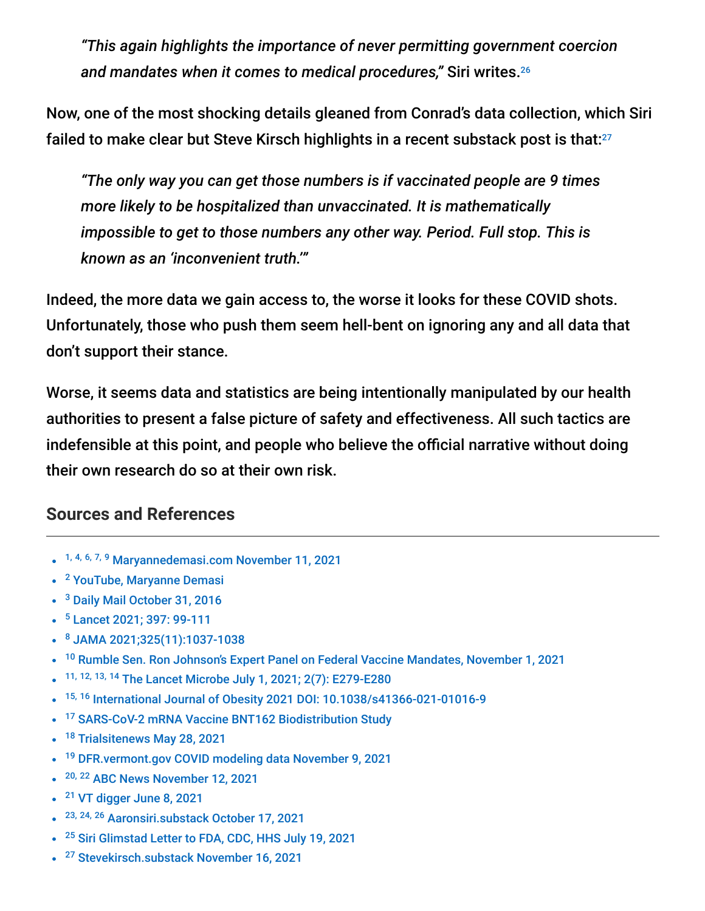> *"This again highlights the importance of never permitting government coercion and mandates when it comes to medical procedures,"* Siri writes.[26]

Now, one of the most shocking details gleaned from Conrad's data collection, which Siri failed to make clear but Steve Kirsch highlights in a recent substack post is that:[27]

> *"The only way you can get those numbers is if vaccinated people are 9 times more likely to be hospitalized than unvaccinated. It is mathematically impossible to get to those numbers any other way. Period. Full stop. This is known as an 'inconvenient truth.'"*

Indeed, the more data we gain access to, the worse it looks for these COVID shots. Unfortunately, those who push them seem hell-bent on ignoring any and all data that don't support their stance.

Worse, it seems data and statistics are being intentionally manipulated by our health authorities to present a false picture of safety and effectiveness. All such tactics are indefensible at this point, and people who believe the official narrative without doing their own research do so at their own risk.

## Sources and References

- [1, 4, 6, 7, 9] Maryannedemasi.com November 11, 2021
- [2] YouTube, Maryanne Demasi
- [3] Daily Mail October 31, 2016
- [5] Lancet 2021; 397: 99-111
- [8] JAMA 2021;325(11):1037-1038
- [10] Rumble Sen. Ron Johnson's Expert Panel on Federal Vaccine Mandates, November 1, 2021
- [11, 12, 13, 14] The Lancet Microbe July 1, 2021; 2(7): E279-E280
- [15, 16] International Journal of Obesity 2021 DOI: 10.1038/s41366-021-01016-9
- [17] SARS-CoV-2 mRNA Vaccine BNT162 Biodistribution Study
- [18] Trialsitenews May 28, 2021
- [19] DFR.vermont.gov COVID modeling data November 9, 2021
- [20, 22] ABC News November 12, 2021
- [21] VT digger June 8, 2021
- [23, 24, 26] Aaronsiri.substack October 17, 2021
- [25] Siri Glimstad Letter to FDA, CDC, HHS July 19, 2021
- [27] Stevekirsch.substack November 16, 2021